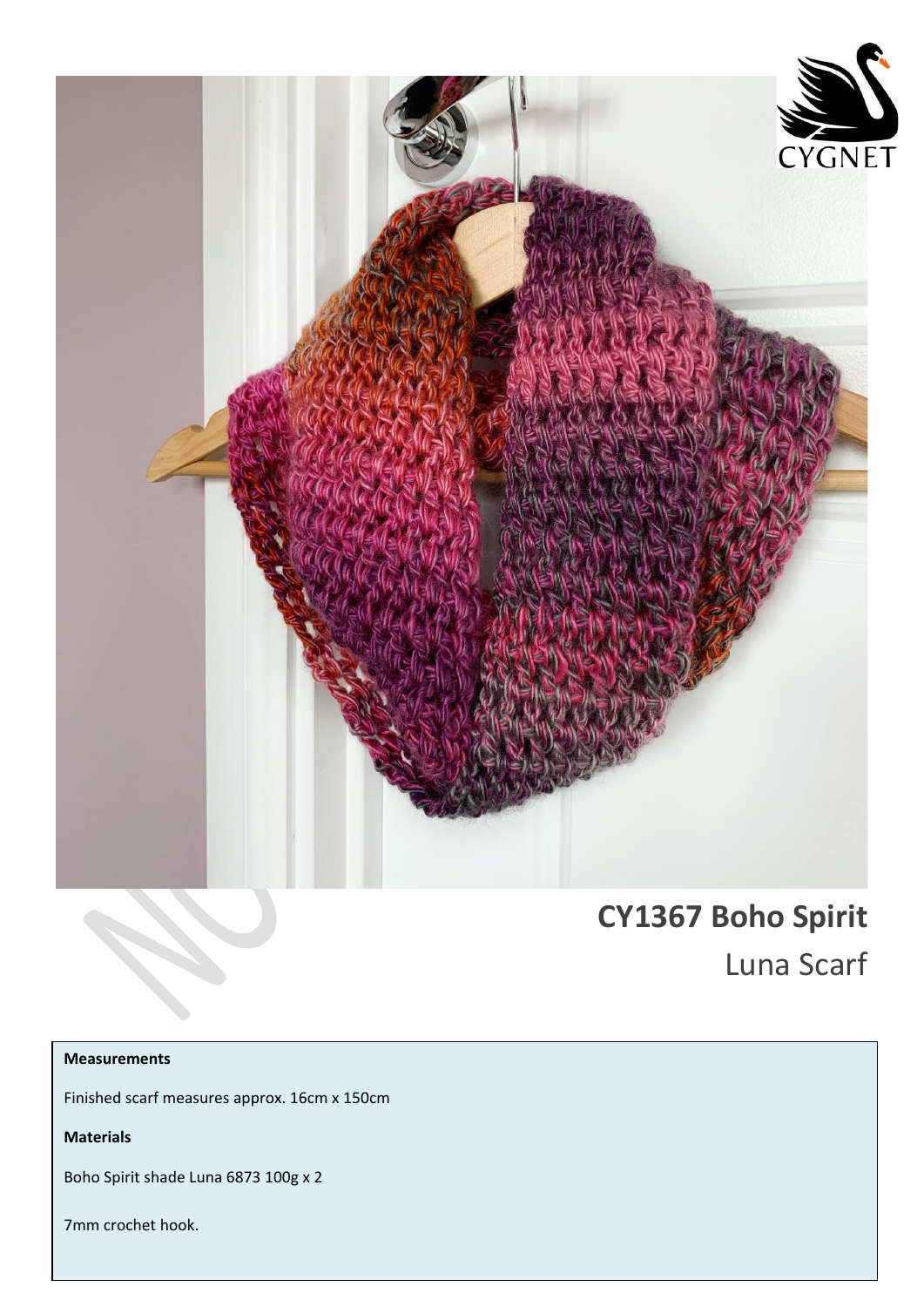# CY1367 Boho Spirit

## Luna Scarf

**Measurements**

Finished scarf measures approx. 16cm x 150cm

**Materials**

Boho Spirit shade Luna 6873 100g x 2

7mm crochet hook.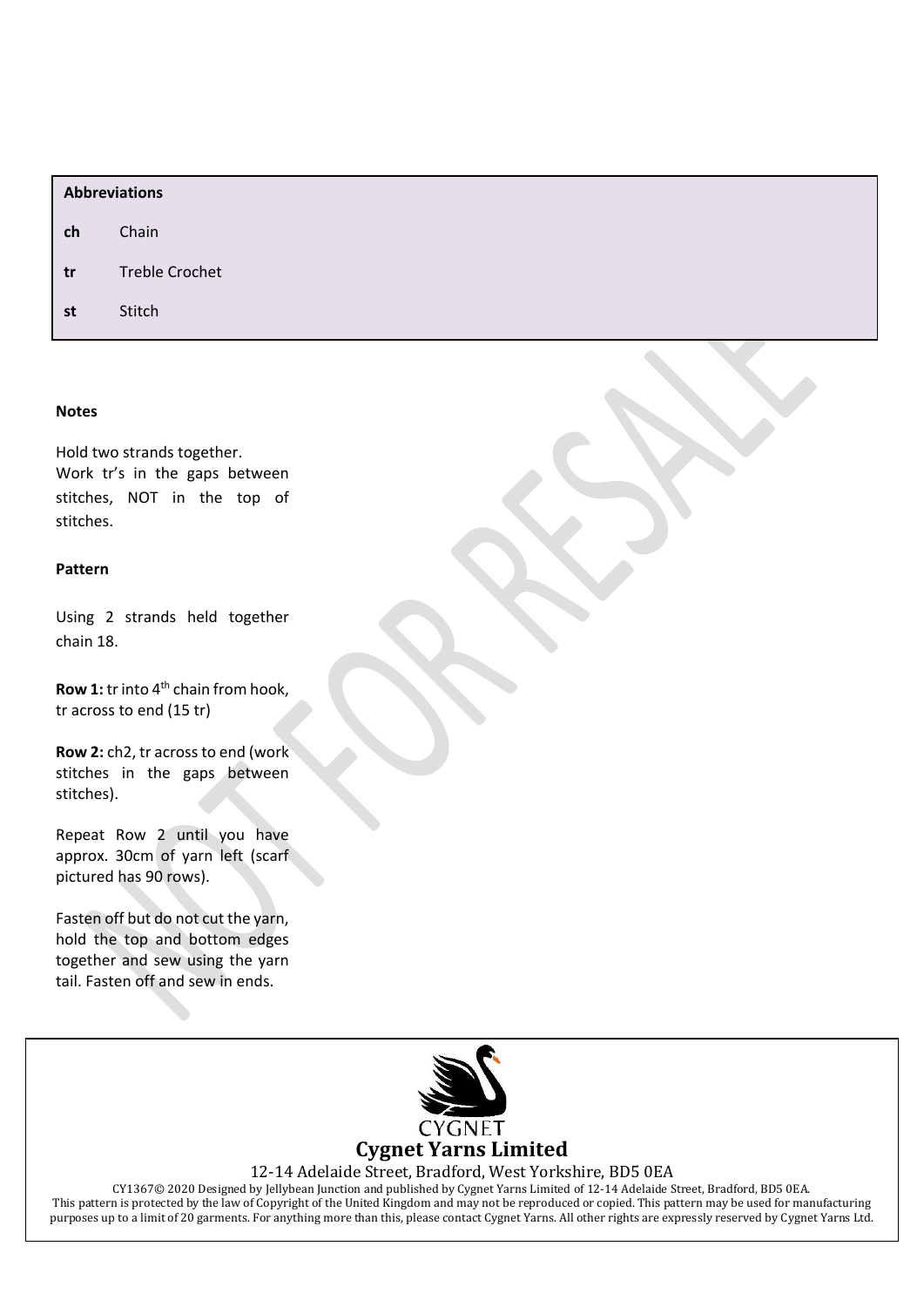| Abbreviations | |
|---|---|
| **ch** | Chain |
| **tr** | Treble Crochet |
| **st** | Stitch |

**Notes**

Hold two strands together.
Work tr's in the gaps between stitches, NOT in the top of stitches.

**Pattern**

Using 2 strands held together chain 18.

**Row 1:** tr into 4th chain from hook, tr across to end (15 tr)

**Row 2:** ch2, tr across to end (work stitches in the gaps between stitches).

Repeat Row 2 until you have approx. 30cm of yarn left (scarf pictured has 90 rows).

Fasten off but do not cut the yarn, hold the top and bottom edges together and sew using the yarn tail. Fasten off and sew in ends.

CYGNET

**Cygnet Yarns Limited**

12-14 Adelaide Street, Bradford, West Yorkshire, BD5 0EA

CY1367© 2020 Designed by Jellybean Junction and published by Cygnet Yarns Limited of 12-14 Adelaide Street, Bradford, BD5 0EA.
This pattern is protected by the law of Copyright of the United Kingdom and may not be reproduced or copied. This pattern may be used for manufacturing purposes up to a limit of 20 garments. For anything more than this, please contact Cygnet Yarns. All other rights are expressly reserved by Cygnet Yarns Ltd.